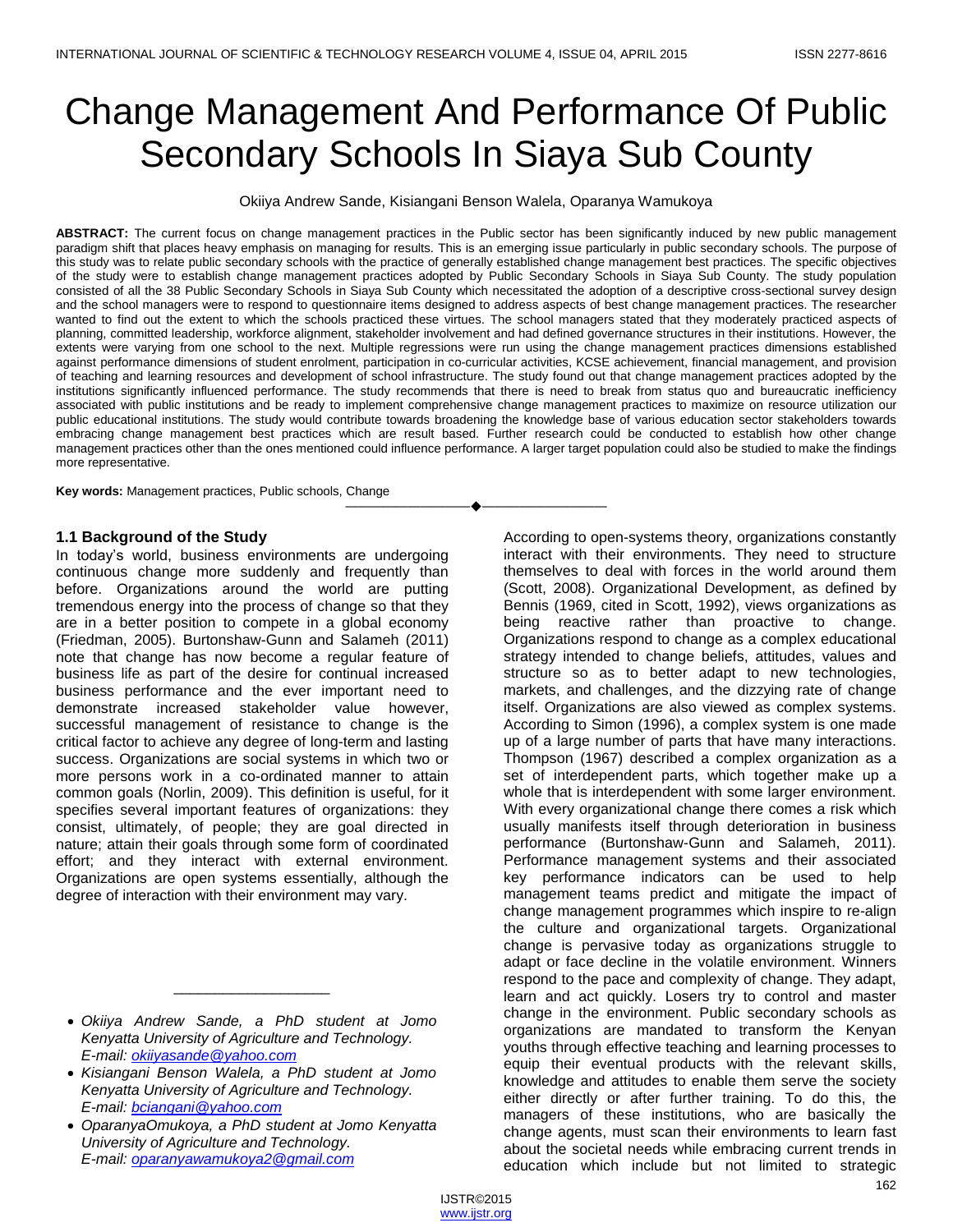# Change Management And Performance Of Public Secondary Schools In Siaya Sub County

Okiiya Andrew Sande, Kisiangani Benson Walela, Oparanya Wamukoya

**ABSTRACT:** The current focus on change management practices in the Public sector has been significantly induced by new public management paradigm shift that places heavy emphasis on managing for results. This is an emerging issue particularly in public secondary schools. The purpose of this study was to relate public secondary schools with the practice of generally established change management best practices. The specific objectives of the study were to establish change management practices adopted by Public Secondary Schools in Siaya Sub County. The study population consisted of all the 38 Public Secondary Schools in Siaya Sub County which necessitated the adoption of a descriptive cross-sectional survey design and the school managers were to respond to questionnaire items designed to address aspects of best change management practices. The researcher wanted to find out the extent to which the schools practiced these virtues. The school managers stated that they moderately practiced aspects of planning, committed leadership, workforce alignment, stakeholder involvement and had defined governance structures in their institutions. However, the extents were varying from one school to the next. Multiple regressions were run using the change management practices dimensions established against performance dimensions of student enrolment, participation in co-curricular activities, KCSE achievement, financial management, and provision of teaching and learning resources and development of school infrastructure. The study found out that change management practices adopted by the institutions significantly influenced performance. The study recommends that there is need to break from status quo and bureaucratic inefficiency associated with public institutions and be ready to implement comprehensive change management practices to maximize on resource utilization our public educational institutions. The study would contribute towards broadening the knowledge base of various education sector stakeholders towards embracing change management best practices which are result based. Further research could be conducted to establish how other change management practices other than the ones mentioned could influence performance. A larger target population could also be studied to make the findings more representative.

**Key words:** Management practices, Public schools, Change

---

### 1.1 Background of the Study

In today's world, business environments are undergoing continuous change more suddenly and frequently than before. Organizations around the world are putting tremendous energy into the process of change so that they are in a better position to compete in a global economy (Friedman, 2005). Burtonshaw-Gunn and Salameh (2011) note that change has now become a regular feature of business life as part of the desire for continual increased business performance and the ever important need to demonstrate increased stakeholder value however, successful management of resistance to change is the critical factor to achieve any degree of long-term and lasting success. Organizations are social systems in which two or more persons work in a co-ordinated manner to attain common goals (Norlin, 2009). This definition is useful, for it specifies several important features of organizations: they consist, ultimately, of people; they are goal directed in nature; attain their goals through some form of coordinated effort; and they interact with external environment. Organizations are open systems essentially, although the degree of interaction with their environment may vary.

- *Okiiya Andrew Sande, a PhD student at Jomo Kenyatta University of Agriculture and Technology. E-mail: okiiyasande@yahoo.com*
- *Kisiangani Benson Walela, a PhD student at Jomo Kenyatta University of Agriculture and Technology. E-mail: bciangani@yahoo.com*
- *OparanyaOmukoya, a PhD student at Jomo Kenyatta University of Agriculture and Technology. E-mail: oparanyawamukoya2@gmail.com*

According to open-systems theory, organizations constantly interact with their environments. They need to structure themselves to deal with forces in the world around them (Scott, 2008). Organizational Development, as defined by Bennis (1969, cited in Scott, 1992), views organizations as being reactive rather than proactive to change. Organizations respond to change as a complex educational strategy intended to change beliefs, attitudes, values and structure so as to better adapt to new technologies, markets, and challenges, and the dizzying rate of change itself. Organizations are also viewed as complex systems. According to Simon (1996), a complex system is one made up of a large number of parts that have many interactions. Thompson (1967) described a complex organization as a set of interdependent parts, which together make up a whole that is interdependent with some larger environment. With every organizational change there comes a risk which usually manifests itself through deterioration in business performance (Burtonshaw-Gunn and Salameh, 2011). Performance management systems and their associated key performance indicators can be used to help management teams predict and mitigate the impact of change management programmes which inspire to re-align the culture and organizational targets. Organizational change is pervasive today as organizations struggle to adapt or face decline in the volatile environment. Winners respond to the pace and complexity of change. They adapt, learn and act quickly. Losers try to control and master change in the environment. Public secondary schools as organizations are mandated to transform the Kenyan youths through effective teaching and learning processes to equip their eventual products with the relevant skills, knowledge and attitudes to enable them serve the society either directly or after further training. To do this, the managers of these institutions, who are basically the change agents, must scan their environments to learn fast about the societal needs while embracing current trends in education which include but not limited to strategic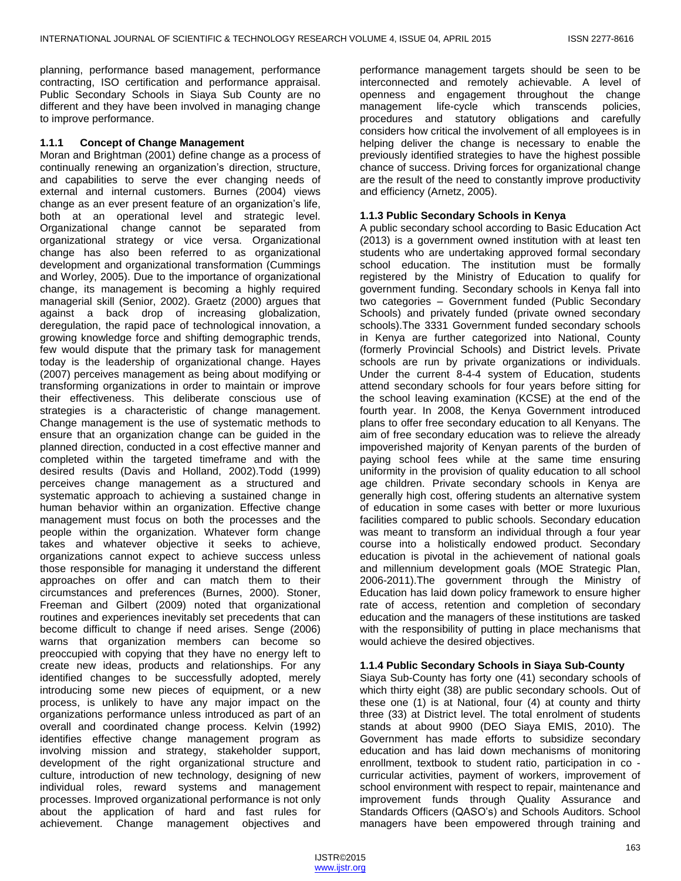planning, performance based management, performance contracting, ISO certification and performance appraisal. Public Secondary Schools in Siaya Sub County are no different and they have been involved in managing change to improve performance.

### 1.1.1 Concept of Change Management

Moran and Brightman (2001) define change as a process of continually renewing an organization's direction, structure, and capabilities to serve the ever changing needs of external and internal customers. Burnes (2004) views change as an ever present feature of an organization's life, both at an operational level and strategic level. Organizational change cannot be separated from organizational strategy or vice versa. Organizational change has also been referred to as organizational development and organizational transformation (Cummings and Worley, 2005). Due to the importance of organizational change, its management is becoming a highly required managerial skill (Senior, 2002). Graetz (2000) argues that against a back drop of increasing globalization, deregulation, the rapid pace of technological innovation, a growing knowledge force and shifting demographic trends, few would dispute that the primary task for management today is the leadership of organizational change. Hayes (2007) perceives management as being about modifying or transforming organizations in order to maintain or improve their effectiveness. This deliberate conscious use of strategies is a characteristic of change management. Change management is the use of systematic methods to ensure that an organization change can be guided in the planned direction, conducted in a cost effective manner and completed within the targeted timeframe and with the desired results (Davis and Holland, 2002).Todd (1999) perceives change management as a structured and systematic approach to achieving a sustained change in human behavior within an organization. Effective change management must focus on both the processes and the people within the organization. Whatever form change takes and whatever objective it seeks to achieve, organizations cannot expect to achieve success unless those responsible for managing it understand the different approaches on offer and can match them to their circumstances and preferences (Burnes, 2000). Stoner, Freeman and Gilbert (2009) noted that organizational routines and experiences inevitably set precedents that can become difficult to change if need arises. Senge (2006) warns that organization members can become so preoccupied with copying that they have no energy left to create new ideas, products and relationships. For any identified changes to be successfully adopted, merely introducing some new pieces of equipment, or a new process, is unlikely to have any major impact on the organizations performance unless introduced as part of an overall and coordinated change process. Kelvin (1992) identifies effective change management program as involving mission and strategy, stakeholder support, development of the right organizational structure and culture, introduction of new technology, designing of new individual roles, reward systems and management processes. Improved organizational performance is not only about the application of hard and fast rules for achievement. Change management objectives and performance management targets should be seen to be interconnected and remotely achievable. A level of openness and engagement throughout the change management life-cycle which transcends policies, procedures and statutory obligations and carefully considers how critical the involvement of all employees is in helping deliver the change is necessary to enable the previously identified strategies to have the highest possible chance of success. Driving forces for organizational change are the result of the need to constantly improve productivity and efficiency (Arnetz, 2005).

### 1.1.3 Public Secondary Schools in Kenya

A public secondary school according to Basic Education Act (2013) is a government owned institution with at least ten students who are undertaking approved formal secondary school education. The institution must be formally registered by the Ministry of Education to qualify for government funding. Secondary schools in Kenya fall into two categories – Government funded (Public Secondary Schools) and privately funded (private owned secondary schools).The 3331 Government funded secondary schools in Kenya are further categorized into National, County (formerly Provincial Schools) and District levels. Private schools are run by private organizations or individuals. Under the current 8-4-4 system of Education, students attend secondary schools for four years before sitting for the school leaving examination (KCSE) at the end of the fourth year. In 2008, the Kenya Government introduced plans to offer free secondary education to all Kenyans. The aim of free secondary education was to relieve the already impoverished majority of Kenyan parents of the burden of paying school fees while at the same time ensuring uniformity in the provision of quality education to all school age children. Private secondary schools in Kenya are generally high cost, offering students an alternative system of education in some cases with better or more luxurious facilities compared to public schools. Secondary education was meant to transform an individual through a four year course into a holistically endowed product. Secondary education is pivotal in the achievement of national goals and millennium development goals (MOE Strategic Plan, 2006-2011).The government through the Ministry of Education has laid down policy framework to ensure higher rate of access, retention and completion of secondary education and the managers of these institutions are tasked with the responsibility of putting in place mechanisms that would achieve the desired objectives.

### 1.1.4 Public Secondary Schools in Siaya Sub-County

Siaya Sub-County has forty one (41) secondary schools of which thirty eight (38) are public secondary schools. Out of these one (1) is at National, four (4) at county and thirty three (33) at District level. The total enrolment of students stands at about 9900 (DEO Siaya EMIS, 2010). The Government has made efforts to subsidize secondary education and has laid down mechanisms of monitoring enrollment, textbook to student ratio, participation in co - curricular activities, payment of workers, improvement of school environment with respect to repair, maintenance and improvement funds through Quality Assurance and Standards Officers (QASO's) and Schools Auditors. School managers have been empowered through training and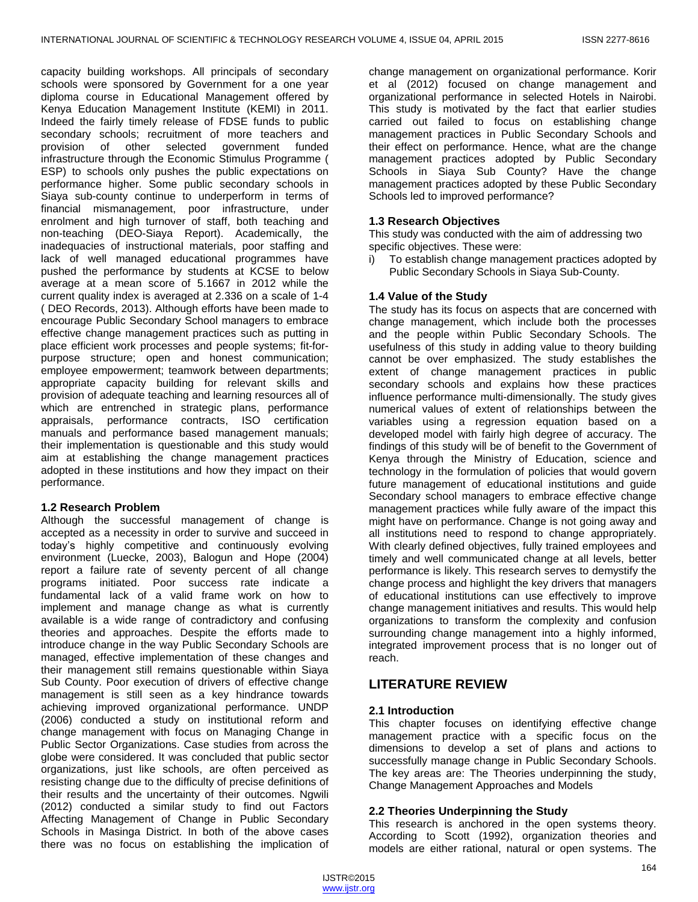capacity building workshops. All principals of secondary schools were sponsored by Government for a one year diploma course in Educational Management offered by Kenya Education Management Institute (KEMI) in 2011. Indeed the fairly timely release of FDSE funds to public secondary schools; recruitment of more teachers and provision of other selected government funded infrastructure through the Economic Stimulus Programme ( ESP) to schools only pushes the public expectations on performance higher. Some public secondary schools in Siaya sub-county continue to underperform in terms of financial mismanagement, poor infrastructure, under enrolment and high turnover of staff, both teaching and non-teaching (DEO-Siaya Report). Academically, the inadequacies of instructional materials, poor staffing and lack of well managed educational programmes have pushed the performance by students at KCSE to below average at a mean score of 5.1667 in 2012 while the current quality index is averaged at 2.336 on a scale of 1-4 ( DEO Records, 2013). Although efforts have been made to encourage Public Secondary School managers to embrace effective change management practices such as putting in place efficient work processes and people systems; fit-for-purpose structure; open and honest communication; employee empowerment; teamwork between departments; appropriate capacity building for relevant skills and provision of adequate teaching and learning resources all of which are entrenched in strategic plans, performance appraisals, performance contracts, ISO certification manuals and performance based management manuals; their implementation is questionable and this study would aim at establishing the change management practices adopted in these institutions and how they impact on their performance.

### 1.2 Research Problem

Although the successful management of change is accepted as a necessity in order to survive and succeed in today's highly competitive and continuously evolving environment (Luecke, 2003), Balogun and Hope (2004) report a failure rate of seventy percent of all change programs initiated. Poor success rate indicate a fundamental lack of a valid frame work on how to implement and manage change as what is currently available is a wide range of contradictory and confusing theories and approaches. Despite the efforts made to introduce change in the way Public Secondary Schools are managed, effective implementation of these changes and their management still remains questionable within Siaya Sub County. Poor execution of drivers of effective change management is still seen as a key hindrance towards achieving improved organizational performance. UNDP (2006) conducted a study on institutional reform and change management with focus on Managing Change in Public Sector Organizations. Case studies from across the globe were considered. It was concluded that public sector organizations, just like schools, are often perceived as resisting change due to the difficulty of precise definitions of their results and the uncertainty of their outcomes. Ngwili (2012) conducted a similar study to find out Factors Affecting Management of Change in Public Secondary Schools in Masinga District. In both of the above cases there was no focus on establishing the implication of change management on organizational performance. Korir et al (2012) focused on change management and organizational performance in selected Hotels in Nairobi. This study is motivated by the fact that earlier studies carried out failed to focus on establishing change management practices in Public Secondary Schools and their effect on performance. Hence, what are the change management practices adopted by Public Secondary Schools in Siaya Sub County? Have the change management practices adopted by these Public Secondary Schools led to improved performance?

### 1.3 Research Objectives

This study was conducted with the aim of addressing two specific objectives. These were:

i) To establish change management practices adopted by Public Secondary Schools in Siaya Sub-County.

### 1.4 Value of the Study

The study has its focus on aspects that are concerned with change management, which include both the processes and the people within Public Secondary Schools. The usefulness of this study in adding value to theory building cannot be over emphasized. The study establishes the extent of change management practices in public secondary schools and explains how these practices influence performance multi-dimensionally. The study gives numerical values of extent of relationships between the variables using a regression equation based on a developed model with fairly high degree of accuracy. The findings of this study will be of benefit to the Government of Kenya through the Ministry of Education, science and technology in the formulation of policies that would govern future management of educational institutions and guide Secondary school managers to embrace effective change management practices while fully aware of the impact this might have on performance. Change is not going away and all institutions need to respond to change appropriately. With clearly defined objectives, fully trained employees and timely and well communicated change at all levels, better performance is likely. This research serves to demystify the change process and highlight the key drivers that managers of educational institutions can use effectively to improve change management initiatives and results. This would help organizations to transform the complexity and confusion surrounding change management into a highly informed, integrated improvement process that is no longer out of reach.

## LITERATURE REVIEW

### 2.1 Introduction

This chapter focuses on identifying effective change management practice with a specific focus on the dimensions to develop a set of plans and actions to successfully manage change in Public Secondary Schools. The key areas are: The Theories underpinning the study, Change Management Approaches and Models

### 2.2 Theories Underpinning the Study

This research is anchored in the open systems theory. According to Scott (1992), organization theories and models are either rational, natural or open systems. The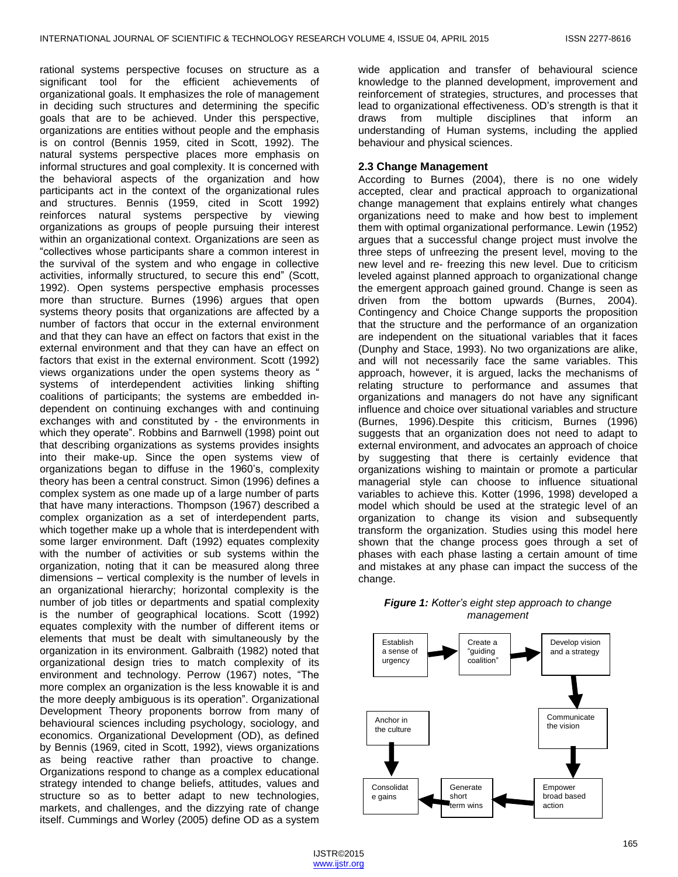rational systems perspective focuses on structure as a significant tool for the efficient achievements of organizational goals. It emphasizes the role of management in deciding such structures and determining the specific goals that are to be achieved. Under this perspective, organizations are entities without people and the emphasis is on control (Bennis 1959, cited in Scott, 1992). The natural systems perspective places more emphasis on informal structures and goal complexity. It is concerned with the behavioral aspects of the organization and how participants act in the context of the organizational rules and structures. Bennis (1959, cited in Scott 1992) reinforces natural systems perspective by viewing organizations as groups of people pursuing their interest within an organizational context. Organizations are seen as "collectives whose participants share a common interest in the survival of the system and who engage in collective activities, informally structured, to secure this end" (Scott, 1992). Open systems perspective emphasis processes more than structure. Burnes (1996) argues that open systems theory posits that organizations are affected by a number of factors that occur in the external environment and that they can have an effect on factors that exist in the external environment and that they can have an effect on factors that exist in the external environment. Scott (1992) views organizations under the open systems theory as " systems of interdependent activities linking shifting coalitions of participants; the systems are embedded in-dependent on continuing exchanges with and continuing exchanges with and constituted by - the environments in which they operate". Robbins and Barnwell (1998) point out that describing organizations as systems provides insights into their make-up. Since the open systems view of organizations began to diffuse in the 1960's, complexity theory has been a central construct. Simon (1996) defines a complex system as one made up of a large number of parts that have many interactions. Thompson (1967) described a complex organization as a set of interdependent parts, which together make up a whole that is interdependent with some larger environment. Daft (1992) equates complexity with the number of activities or sub systems within the organization, noting that it can be measured along three dimensions – vertical complexity is the number of levels in an organizational hierarchy; horizontal complexity is the number of job titles or departments and spatial complexity is the number of geographical locations. Scott (1992) equates complexity with the number of different items or elements that must be dealt with simultaneously by the organization in its environment. Galbraith (1982) noted that organizational design tries to match complexity of its environment and technology. Perrow (1967) notes, "The more complex an organization is the less knowable it is and the more deeply ambiguous is its operation". Organizational Development Theory proponents borrow from many of behavioural sciences including psychology, sociology, and economics. Organizational Development (OD), as defined by Bennis (1969, cited in Scott, 1992), views organizations as being reactive rather than proactive to change. Organizations respond to change as a complex educational strategy intended to change beliefs, attitudes, values and structure so as to better adapt to new technologies, markets, and challenges, and the dizzying rate of change itself. Cummings and Worley (2005) define OD as a system wide application and transfer of behavioural science knowledge to the planned development, improvement and reinforcement of strategies, structures, and processes that lead to organizational effectiveness. OD's strength is that it draws from multiple disciplines that inform an understanding of Human systems, including the applied behaviour and physical sciences.

### 2.3 Change Management

According to Burnes (2004), there is no one widely accepted, clear and practical approach to organizational change management that explains entirely what changes organizations need to make and how best to implement them with optimal organizational performance. Lewin (1952) argues that a successful change project must involve the three steps of unfreezing the present level, moving to the new level and re- freezing this new level. Due to criticism leveled against planned approach to organizational change the emergent approach gained ground. Change is seen as driven from the bottom upwards (Burnes, 2004). Contingency and Choice Change supports the proposition that the structure and the performance of an organization are independent on the situational variables that it faces (Dunphy and Stace, 1993). No two organizations are alike, and will not necessarily face the same variables. This approach, however, it is argued, lacks the mechanisms of relating structure to performance and assumes that organizations and managers do not have any significant influence and choice over situational variables and structure (Burnes, 1996).Despite this criticism, Burnes (1996) suggests that an organization does not need to adapt to external environment, and advocates an approach of choice by suggesting that there is certainly evidence that organizations wishing to maintain or promote a particular managerial style can choose to influence situational variables to achieve this. Kotter (1996, 1998) developed a model which should be used at the strategic level of an organization to change its vision and subsequently transform the organization. Studies using this model here shown that the change process goes through a set of phases with each phase lasting a certain amount of time and mistakes at any phase can impact the success of the change.

***Figure 1:*** *Kotter's eight step approach to change management*

Establish a sense of urgency → Create a "guiding coalition" → Develop vision and a strategy → Communicate the vision → Empower broad based action → Generate short term wins → Consolidate gains → Anchor in the culture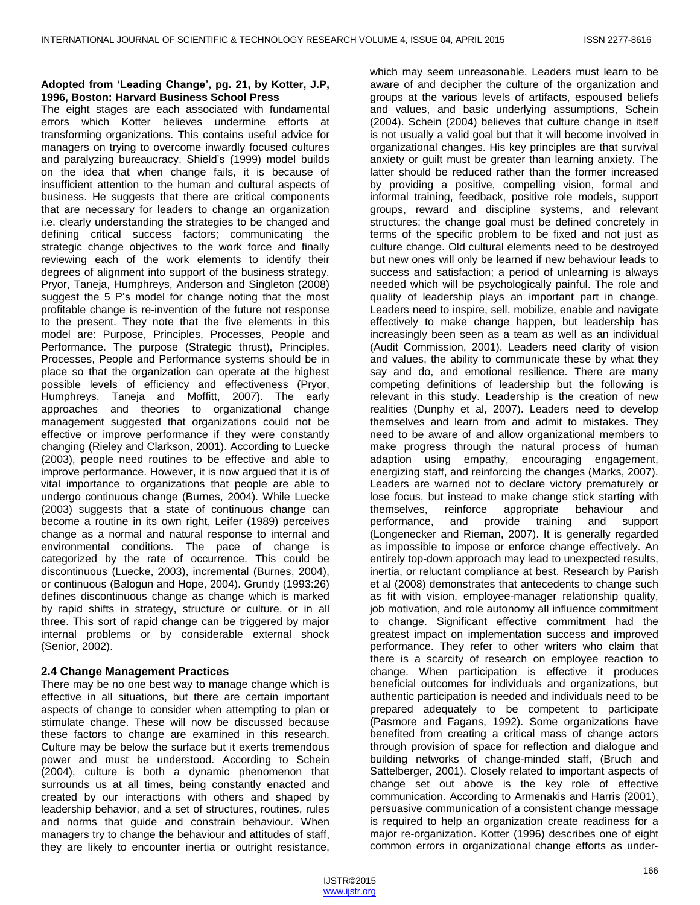**Adopted from 'Leading Change', pg. 21, by Kotter, J.P, 1996, Boston: Harvard Business School Press**

The eight stages are each associated with fundamental errors which Kotter believes undermine efforts at transforming organizations. This contains useful advice for managers on trying to overcome inwardly focused cultures and paralyzing bureaucracy. Shield's (1999) model builds on the idea that when change fails, it is because of insufficient attention to the human and cultural aspects of business. He suggests that there are critical components that are necessary for leaders to change an organization i.e. clearly understanding the strategies to be changed and defining critical success factors; communicating the strategic change objectives to the work force and finally reviewing each of the work elements to identify their degrees of alignment into support of the business strategy. Pryor, Taneja, Humphreys, Anderson and Singleton (2008) suggest the 5 P's model for change noting that the most profitable change is re-invention of the future not response to the present. They note that the five elements in this model are: Purpose, Principles, Processes, People and Performance. The purpose (Strategic thrust), Principles, Processes, People and Performance systems should be in place so that the organization can operate at the highest possible levels of efficiency and effectiveness (Pryor, Humphreys, Taneja and Moffitt, 2007). The early approaches and theories to organizational change management suggested that organizations could not be effective or improve performance if they were constantly changing (Rieley and Clarkson, 2001). According to Luecke (2003), people need routines to be effective and able to improve performance. However, it is now argued that it is of vital importance to organizations that people are able to undergo continuous change (Burnes, 2004). While Luecke (2003) suggests that a state of continuous change can become a routine in its own right, Leifer (1989) perceives change as a normal and natural response to internal and environmental conditions. The pace of change is categorized by the rate of occurrence. This could be discontinuous (Luecke, 2003), incremental (Burnes, 2004), or continuous (Balogun and Hope, 2004). Grundy (1993:26) defines discontinuous change as change which is marked by rapid shifts in strategy, structure or culture, or in all three. This sort of rapid change can be triggered by major internal problems or by considerable external shock (Senior, 2002).

## 2.4 Change Management Practices

There may be no one best way to manage change which is effective in all situations, but there are certain important aspects of change to consider when attempting to plan or stimulate change. These will now be discussed because these factors to change are examined in this research. Culture may be below the surface but it exerts tremendous power and must be understood. According to Schein (2004), culture is both a dynamic phenomenon that surrounds us at all times, being constantly enacted and created by our interactions with others and shaped by leadership behavior, and a set of structures, routines, rules and norms that guide and constrain behaviour. When managers try to change the behaviour and attitudes of staff, they are likely to encounter inertia or outright resistance, which may seem unreasonable. Leaders must learn to be aware of and decipher the culture of the organization and groups at the various levels of artifacts, espoused beliefs and values, and basic underlying assumptions, Schein (2004). Schein (2004) believes that culture change in itself is not usually a valid goal but that it will become involved in organizational changes. His key principles are that survival anxiety or guilt must be greater than learning anxiety. The latter should be reduced rather than the former increased by providing a positive, compelling vision, formal and informal training, feedback, positive role models, support groups, reward and discipline systems, and relevant structures; the change goal must be defined concretely in terms of the specific problem to be fixed and not just as culture change. Old cultural elements need to be destroyed but new ones will only be learned if new behaviour leads to success and satisfaction; a period of unlearning is always needed which will be psychologically painful. The role and quality of leadership plays an important part in change. Leaders need to inspire, sell, mobilize, enable and navigate effectively to make change happen, but leadership has increasingly been seen as a team as well as an individual (Audit Commission, 2001). Leaders need clarity of vision and values, the ability to communicate these by what they say and do, and emotional resilience. There are many competing definitions of leadership but the following is relevant in this study. Leadership is the creation of new realities (Dunphy et al, 2007). Leaders need to develop themselves and learn from and admit to mistakes. They need to be aware of and allow organizational members to make progress through the natural process of human adaption using empathy, encouraging engagement, energizing staff, and reinforcing the changes (Marks, 2007). Leaders are warned not to declare victory prematurely or lose focus, but instead to make change stick starting with themselves, reinforce appropriate behaviour and performance, and provide training and support (Longenecker and Rieman, 2007). It is generally regarded as impossible to impose or enforce change effectively. An entirely top-down approach may lead to unexpected results, inertia, or reluctant compliance at best. Research by Parish et al (2008) demonstrates that antecedents to change such as fit with vision, employee-manager relationship quality, job motivation, and role autonomy all influence commitment to change. Significant effective commitment had the greatest impact on implementation success and improved performance. They refer to other writers who claim that there is a scarcity of research on employee reaction to change. When participation is effective it produces beneficial outcomes for individuals and organizations, but authentic participation is needed and individuals need to be prepared adequately to be competent to participate (Pasmore and Fagans, 1992). Some organizations have benefited from creating a critical mass of change actors through provision of space for reflection and dialogue and building networks of change-minded staff, (Bruch and Sattelberger, 2001). Closely related to important aspects of change set out above is the key role of effective communication. According to Armenakis and Harris (2001), persuasive communication of a consistent change message is required to help an organization create readiness for a major re-organization. Kotter (1996) describes one of eight common errors in organizational change efforts as under-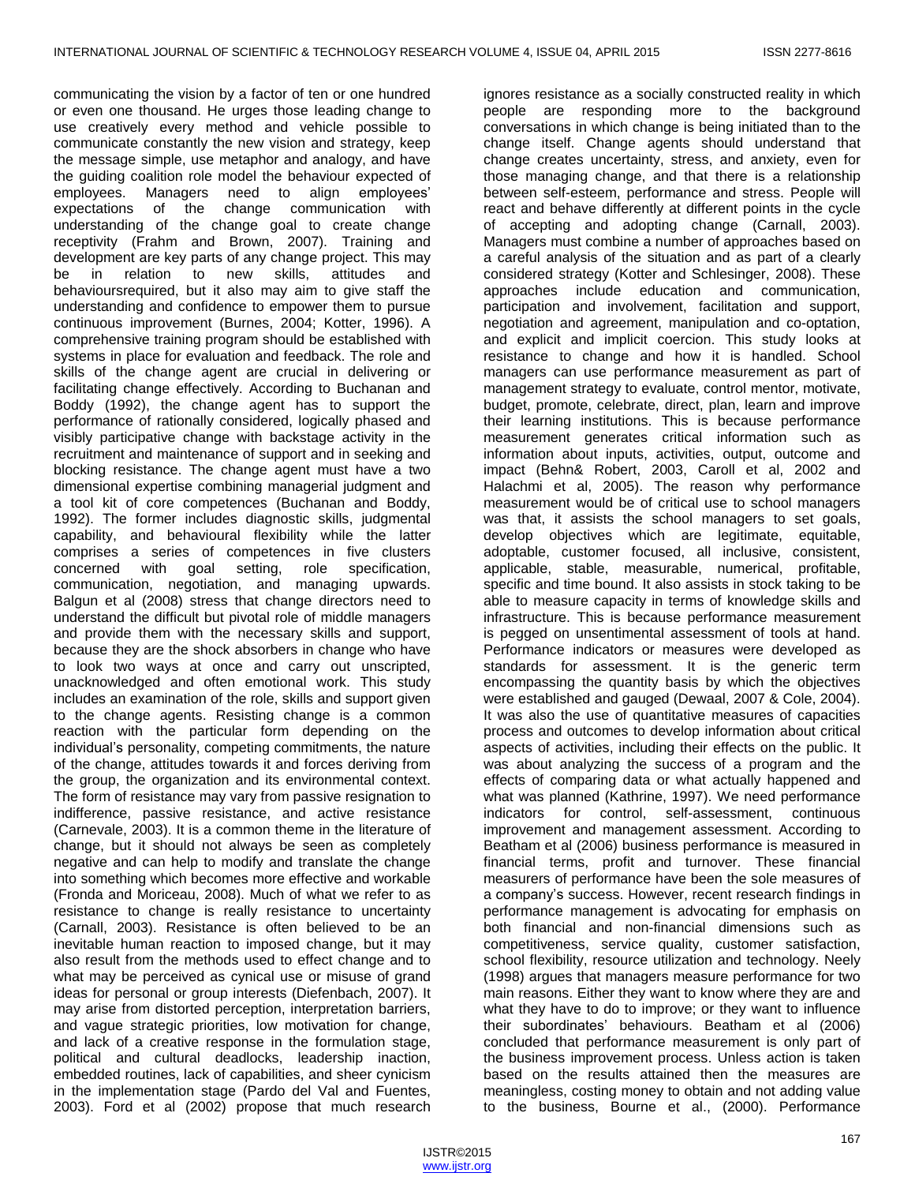communicating the vision by a factor of ten or one hundred or even one thousand. He urges those leading change to use creatively every method and vehicle possible to communicate constantly the new vision and strategy, keep the message simple, use metaphor and analogy, and have the guiding coalition role model the behaviour expected of employees. Managers need to align employees' expectations of the change communication with understanding of the change goal to create change receptivity (Frahm and Brown, 2007). Training and development are key parts of any change project. This may be in relation to new skills, attitudes and behavioursrequired, but it also may aim to give staff the understanding and confidence to empower them to pursue continuous improvement (Burnes, 2004; Kotter, 1996). A comprehensive training program should be established with systems in place for evaluation and feedback. The role and skills of the change agent are crucial in delivering or facilitating change effectively. According to Buchanan and Boddy (1992), the change agent has to support the performance of rationally considered, logically phased and visibly participative change with backstage activity in the recruitment and maintenance of support and in seeking and blocking resistance. The change agent must have a two dimensional expertise combining managerial judgment and a tool kit of core competences (Buchanan and Boddy, 1992). The former includes diagnostic skills, judgmental capability, and behavioural flexibility while the latter comprises a series of competences in five clusters concerned with goal setting, role specification, communication, negotiation, and managing upwards. Balgun et al (2008) stress that change directors need to understand the difficult but pivotal role of middle managers and provide them with the necessary skills and support, because they are the shock absorbers in change who have to look two ways at once and carry out unscripted, unacknowledged and often emotional work. This study includes an examination of the role, skills and support given to the change agents. Resisting change is a common reaction with the particular form depending on the individual's personality, competing commitments, the nature of the change, attitudes towards it and forces deriving from the group, the organization and its environmental context. The form of resistance may vary from passive resignation to indifference, passive resistance, and active resistance (Carnevale, 2003). It is a common theme in the literature of change, but it should not always be seen as completely negative and can help to modify and translate the change into something which becomes more effective and workable (Fronda and Moriceau, 2008). Much of what we refer to as resistance to change is really resistance to uncertainty (Carnall, 2003). Resistance is often believed to be an inevitable human reaction to imposed change, but it may also result from the methods used to effect change and to what may be perceived as cynical use or misuse of grand ideas for personal or group interests (Diefenbach, 2007). It may arise from distorted perception, interpretation barriers, and vague strategic priorities, low motivation for change, and lack of a creative response in the formulation stage, political and cultural deadlocks, leadership inaction, embedded routines, lack of capabilities, and sheer cynicism in the implementation stage (Pardo del Val and Fuentes, 2003). Ford et al (2002) propose that much research ignores resistance as a socially constructed reality in which people are responding more to the background conversations in which change is being initiated than to the change itself. Change agents should understand that change creates uncertainty, stress, and anxiety, even for those managing change, and that there is a relationship between self-esteem, performance and stress. People will react and behave differently at different points in the cycle of accepting and adopting change (Carnall, 2003). Managers must combine a number of approaches based on a careful analysis of the situation and as part of a clearly considered strategy (Kotter and Schlesinger, 2008). These approaches include education and communication, participation and involvement, facilitation and support, negotiation and agreement, manipulation and co-optation, and explicit and implicit coercion. This study looks at resistance to change and how it is handled. School managers can use performance measurement as part of management strategy to evaluate, control mentor, motivate, budget, promote, celebrate, direct, plan, learn and improve their learning institutions. This is because performance measurement generates critical information such as information about inputs, activities, output, outcome and impact (Behn& Robert, 2003, Caroll et al, 2002 and Halachmi et al, 2005). The reason why performance measurement would be of critical use to school managers was that, it assists the school managers to set goals, develop objectives which are legitimate, equitable, adoptable, customer focused, all inclusive, consistent, applicable, stable, measurable, numerical, profitable, specific and time bound. It also assists in stock taking to be able to measure capacity in terms of knowledge skills and infrastructure. This is because performance measurement is pegged on unsentimental assessment of tools at hand. Performance indicators or measures were developed as standards for assessment. It is the generic term encompassing the quantity basis by which the objectives were established and gauged (Dewaal, 2007 & Cole, 2004). It was also the use of quantitative measures of capacities process and outcomes to develop information about critical aspects of activities, including their effects on the public. It was about analyzing the success of a program and the effects of comparing data or what actually happened and what was planned (Kathrine, 1997). We need performance indicators for control, self-assessment, continuous improvement and management assessment. According to Beatham et al (2006) business performance is measured in financial terms, profit and turnover. These financial measurers of performance have been the sole measures of a company's success. However, recent research findings in performance management is advocating for emphasis on both financial and non-financial dimensions such as competitiveness, service quality, customer satisfaction, school flexibility, resource utilization and technology. Neely (1998) argues that managers measure performance for two main reasons. Either they want to know where they are and what they have to do to improve; or they want to influence their subordinates' behaviours. Beatham et al (2006) concluded that performance measurement is only part of the business improvement process. Unless action is taken based on the results attained then the measures are meaningless, costing money to obtain and not adding value to the business, Bourne et al., (2000). Performance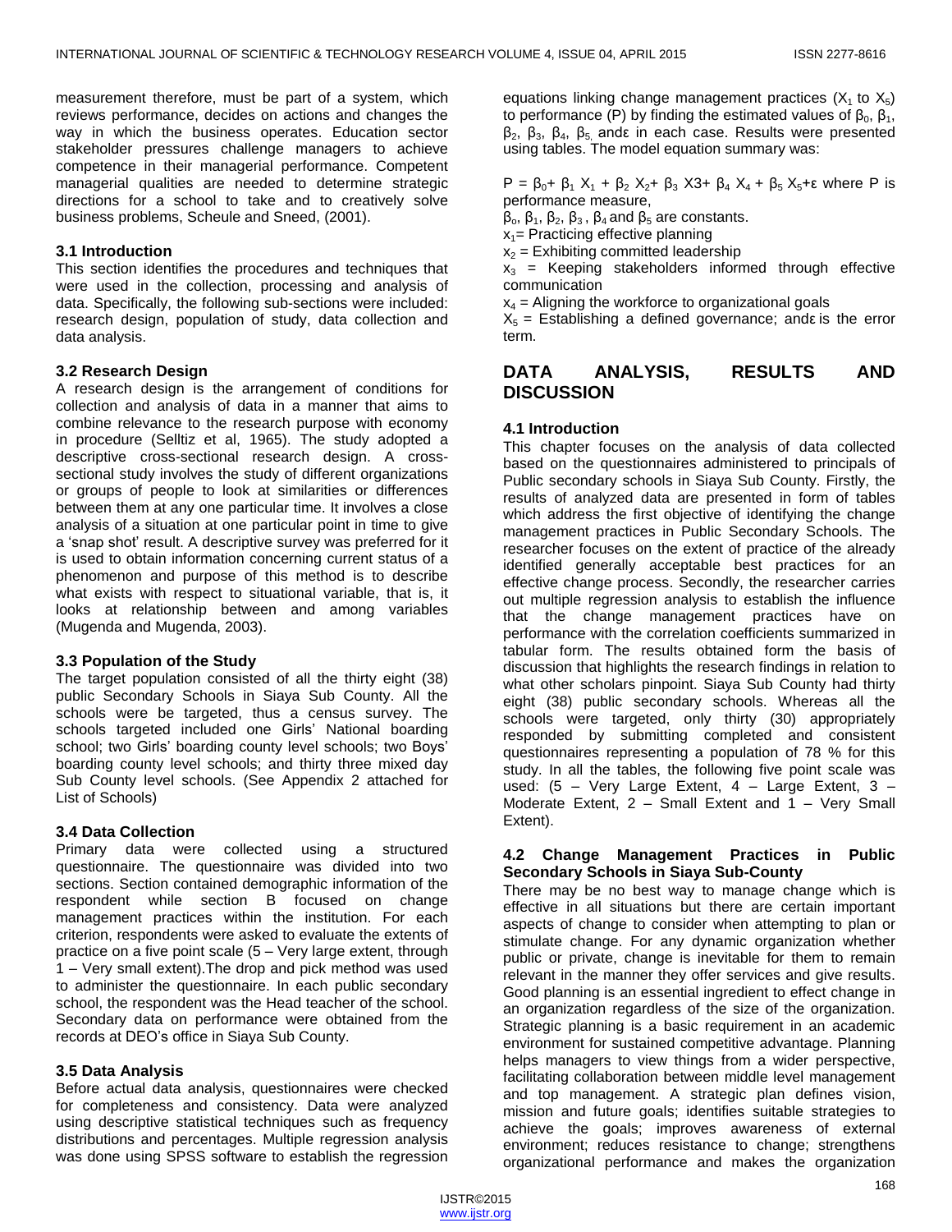measurement therefore, must be part of a system, which reviews performance, decides on actions and changes the way in which the business operates. Education sector stakeholder pressures challenge managers to achieve competence in their managerial performance. Competent managerial qualities are needed to determine strategic directions for a school to take and to creatively solve business problems, Scheule and Sneed, (2001).

### 3.1 Introduction

This section identifies the procedures and techniques that were used in the collection, processing and analysis of data. Specifically, the following sub-sections were included: research design, population of study, data collection and data analysis.

### 3.2 Research Design

A research design is the arrangement of conditions for collection and analysis of data in a manner that aims to combine relevance to the research purpose with economy in procedure (Selltiz et al, 1965). The study adopted a descriptive cross-sectional research design. A cross-sectional study involves the study of different organizations or groups of people to look at similarities or differences between them at any one particular time. It involves a close analysis of a situation at one particular point in time to give a 'snap shot' result. A descriptive survey was preferred for it is used to obtain information concerning current status of a phenomenon and purpose of this method is to describe what exists with respect to situational variable, that is, it looks at relationship between and among variables (Mugenda and Mugenda, 2003).

### 3.3 Population of the Study

The target population consisted of all the thirty eight (38) public Secondary Schools in Siaya Sub County. All the schools were be targeted, thus a census survey. The schools targeted included one Girls' National boarding school; two Girls' boarding county level schools; two Boys' boarding county level schools; and thirty three mixed day Sub County level schools. (See Appendix 2 attached for List of Schools)

### 3.4 Data Collection

Primary data were collected using a structured questionnaire. The questionnaire was divided into two sections. Section contained demographic information of the respondent while section B focused on change management practices within the institution. For each criterion, respondents were asked to evaluate the extents of practice on a five point scale (5 – Very large extent, through 1 – Very small extent).The drop and pick method was used to administer the questionnaire. In each public secondary school, the respondent was the Head teacher of the school. Secondary data on performance were obtained from the records at DEO's office in Siaya Sub County.

### 3.5 Data Analysis

Before actual data analysis, questionnaires were checked for completeness and consistency. Data were analyzed using descriptive statistical techniques such as frequency distributions and percentages. Multiple regression analysis was done using SPSS software to establish the regression equations linking change management practices ($X_1$ to $X_5$) to performance (P) by finding the estimated values of $\beta_0$, $\beta_1$, $\beta_2$, $\beta_3$, $\beta_4$, $\beta_5$ and $\varepsilon$ in each case. Results were presented using tables. The model equation summary was:

$P = \beta_0 + \beta_1 X_1 + \beta_2 X_2 + \beta_3 X3 + \beta_4 X_4 + \beta_5 X_5 + \varepsilon$ where P is performance measure,

$\beta_o$, $\beta_1$, $\beta_2$, $\beta_3$, $\beta_4$ and $\beta_5$ are constants.

$x_1$ = Practicing effective planning

$x_2$ = Exhibiting committed leadership

$x_3$ = Keeping stakeholders informed through effective communication

$x_4$ = Aligning the workforce to organizational goals

$X_5$ = Establishing a defined governance; and $\varepsilon$ is the error term.

## DATA ANALYSIS, RESULTS AND DISCUSSION

### 4.1 Introduction

This chapter focuses on the analysis of data collected based on the questionnaires administered to principals of Public secondary schools in Siaya Sub County. Firstly, the results of analyzed data are presented in form of tables which address the first objective of identifying the change management practices in Public Secondary Schools. The researcher focuses on the extent of practice of the already identified generally acceptable best practices for an effective change process. Secondly, the researcher carries out multiple regression analysis to establish the influence that the change management practices have on performance with the correlation coefficients summarized in tabular form. The results obtained form the basis of discussion that highlights the research findings in relation to what other scholars pinpoint. Siaya Sub County had thirty eight (38) public secondary schools. Whereas all the schools were targeted, only thirty (30) appropriately responded by submitting completed and consistent questionnaires representing a population of 78 % for this study. In all the tables, the following five point scale was used: (5 – Very Large Extent, 4 – Large Extent, 3 – Moderate Extent, 2 – Small Extent and 1 – Very Small Extent).

### 4.2 Change Management Practices in Public Secondary Schools in Siaya Sub-County

There may be no best way to manage change which is effective in all situations but there are certain important aspects of change to consider when attempting to plan or stimulate change. For any dynamic organization whether public or private, change is inevitable for them to remain relevant in the manner they offer services and give results. Good planning is an essential ingredient to effect change in an organization regardless of the size of the organization. Strategic planning is a basic requirement in an academic environment for sustained competitive advantage. Planning helps managers to view things from a wider perspective, facilitating collaboration between middle level management and top management. A strategic plan defines vision, mission and future goals; identifies suitable strategies to achieve the goals; improves awareness of external environment; reduces resistance to change; strengthens organizational performance and makes the organization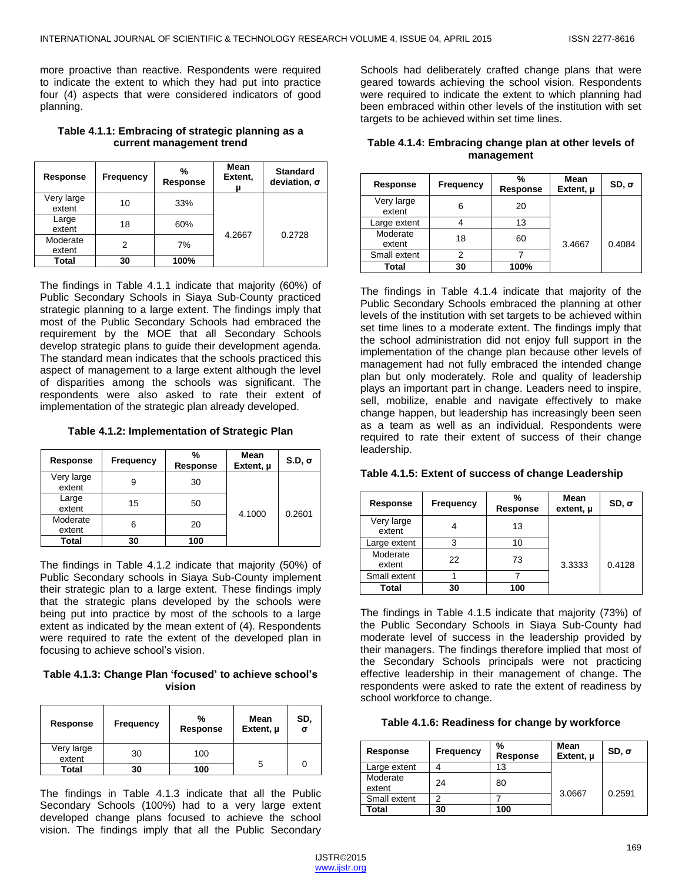more proactive than reactive. Respondents were required to indicate the extent to which they had put into practice four (4) aspects that were considered indicators of good planning.

**Table 4.1.1: Embracing of strategic planning as a current management trend**

| Response | Frequency | % Response | Mean Extent, μ | Standard deviation, σ |
|---|---|---|---|---|
| Very large extent | 10 | 33% | 4.2667 | 0.2728 |
| Large extent | 18 | 60% | | |
| Moderate extent | 2 | 7% | | |
| **Total** | **30** | **100%** | | |

The findings in Table 4.1.1 indicate that majority (60%) of Public Secondary Schools in Siaya Sub-County practiced strategic planning to a large extent. The findings imply that most of the Public Secondary Schools had embraced the requirement by the MOE that all Secondary Schools develop strategic plans to guide their development agenda. The standard mean indicates that the schools practiced this aspect of management to a large extent although the level of disparities among the schools was significant. The respondents were also asked to rate their extent of implementation of the strategic plan already developed.

**Table 4.1.2: Implementation of Strategic Plan**

| Response | Frequency | % Response | Mean Extent, μ | S.D, σ |
|---|---|---|---|---|
| Very large extent | 9 | 30 | 4.1000 | 0.2601 |
| Large extent | 15 | 50 | | |
| Moderate extent | 6 | 20 | | |
| **Total** | **30** | **100** | | |

The findings in Table 4.1.2 indicate that majority (50%) of Public Secondary schools in Siaya Sub-County implement their strategic plan to a large extent. These findings imply that the strategic plans developed by the schools were being put into practice by most of the schools to a large extent as indicated by the mean extent of (4). Respondents were required to rate the extent of the developed plan in focusing to achieve school's vision.

**Table 4.1.3: Change Plan 'focused' to achieve school's vision**

| Response | Frequency | % Response | Mean Extent, μ | SD, σ |
|---|---|---|---|---|
| Very large extent | 30 | 100 | 5 | 0 |
| **Total** | **30** | **100** | | |

The findings in Table 4.1.3 indicate that all the Public Secondary Schools (100%) had to a very large extent developed change plans focused to achieve the school vision. The findings imply that all the Public Secondary Schools had deliberately crafted change plans that were geared towards achieving the school vision. Respondents were required to indicate the extent to which planning had been embraced within other levels of the institution with set targets to be achieved within set time lines.

**Table 4.1.4: Embracing change plan at other levels of management**

| Response | Frequency | % Response | Mean Extent, μ | SD, σ |
|---|---|---|---|---|
| Very large extent | 6 | 20 | 3.4667 | 0.4084 |
| Large extent | 4 | 13 | | |
| Moderate extent | 18 | 60 | | |
| Small extent | 2 | 7 | | |
| **Total** | **30** | **100%** | | |

The findings in Table 4.1.4 indicate that majority of the Public Secondary Schools embraced the planning at other levels of the institution with set targets to be achieved within set time lines to a moderate extent. The findings imply that the school administration did not enjoy full support in the implementation of the change plan because other levels of management had not fully embraced the intended change plan but only moderately. Role and quality of leadership plays an important part in change. Leaders need to inspire, sell, mobilize, enable and navigate effectively to make change happen, but leadership has increasingly been seen as a team as well as an individual. Respondents were required to rate their extent of success of their change leadership.

**Table 4.1.5: Extent of success of change Leadership**

| Response | Frequency | % Response | Mean extent, μ | SD, σ |
|---|---|---|---|---|
| Very large extent | 4 | 13 | 3.3333 | 0.4128 |
| Large extent | 3 | 10 | | |
| Moderate extent | 22 | 73 | | |
| Small extent | 1 | 7 | | |
| **Total** | **30** | **100** | | |

The findings in Table 4.1.5 indicate that majority (73%) of the Public Secondary Schools in Siaya Sub-County had moderate level of success in the leadership provided by their managers. The findings therefore implied that most of the Secondary Schools principals were not practicing effective leadership in their management of change. The respondents were asked to rate the extent of readiness by school workforce to change.

**Table 4.1.6: Readiness for change by workforce**

| Response | Frequency | % Response | Mean Extent, μ | SD, σ |
|---|---|---|---|---|
| Large extent | 4 | 13 | 3.0667 | 0.2591 |
| Moderate extent | 24 | 80 | | |
| Small extent | 2 | 7 | | |
| **Total** | **30** | **100** | | |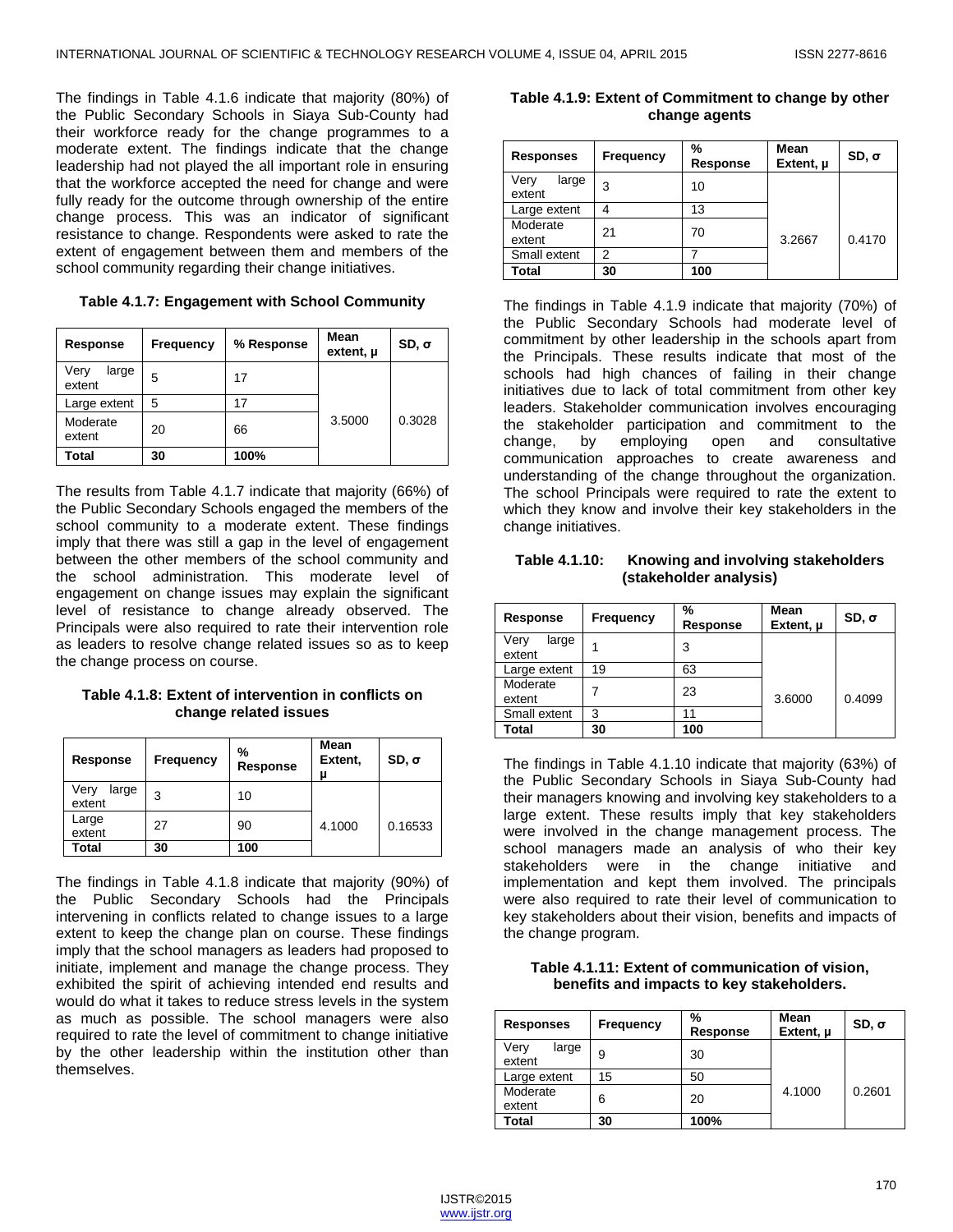The findings in Table 4.1.6 indicate that majority (80%) of the Public Secondary Schools in Siaya Sub-County had their workforce ready for the change programmes to a moderate extent. The findings indicate that the change leadership had not played the all important role in ensuring that the workforce accepted the need for change and were fully ready for the outcome through ownership of the entire change process. This was an indicator of significant resistance to change. Respondents were asked to rate the extent of engagement between them and members of the school community regarding their change initiatives.

**Table 4.1.7: Engagement with School Community**

| Response | Frequency | % Response | Mean extent, μ | SD, σ |
|---|---|---|---|---|
| Very large extent | 5 | 17 | 3.5000 | 0.3028 |
| Large extent | 5 | 17 | | |
| Moderate extent | 20 | 66 | | |
| **Total** | **30** | **100%** | | |

The results from Table 4.1.7 indicate that majority (66%) of the Public Secondary Schools engaged the members of the school community to a moderate extent. These findings imply that there was still a gap in the level of engagement between the other members of the school community and the school administration. This moderate level of engagement on change issues may explain the significant level of resistance to change already observed. The Principals were also required to rate their intervention role as leaders to resolve change related issues so as to keep the change process on course.

**Table 4.1.8: Extent of intervention in conflicts on change related issues**

| Response | Frequency | % Response | Mean Extent, μ | SD, σ |
|---|---|---|---|---|
| Very large extent | 3 | 10 | 4.1000 | 0.16533 |
| Large extent | 27 | 90 | | |
| **Total** | **30** | **100** | | |

The findings in Table 4.1.8 indicate that majority (90%) of the Public Secondary Schools had the Principals intervening in conflicts related to change issues to a large extent to keep the change plan on course. These findings imply that the school managers as leaders had proposed to initiate, implement and manage the change process. They exhibited the spirit of achieving intended end results and would do what it takes to reduce stress levels in the system as much as possible. The school managers were also required to rate the level of commitment to change initiative by the other leadership within the institution other than themselves.

**Table 4.1.9: Extent of Commitment to change by other change agents**

| Responses | Frequency | % Response | Mean Extent, μ | SD, σ |
|---|---|---|---|---|
| Very large extent | 3 | 10 | 3.2667 | 0.4170 |
| Large extent | 4 | 13 | | |
| Moderate extent | 21 | 70 | | |
| Small extent | 2 | 7 | | |
| **Total** | **30** | **100** | | |

The findings in Table 4.1.9 indicate that majority (70%) of the Public Secondary Schools had moderate level of commitment by other leadership in the schools apart from the Principals. These results indicate that most of the schools had high chances of failing in their change initiatives due to lack of total commitment from other key leaders. Stakeholder communication involves encouraging the stakeholder participation and commitment to the change, by employing open and consultative communication approaches to create awareness and understanding of the change throughout the organization. The school Principals were required to rate the extent to which they know and involve their key stakeholders in the change initiatives.

**Table 4.1.10: Knowing and involving stakeholders (stakeholder analysis)**

| Response | Frequency | % Response | Mean Extent, μ | SD, σ |
|---|---|---|---|---|
| Very large extent | 1 | 3 | 3.6000 | 0.4099 |
| Large extent | 19 | 63 | | |
| Moderate extent | 7 | 23 | | |
| Small extent | 3 | 11 | | |
| **Total** | **30** | **100** | | |

The findings in Table 4.1.10 indicate that majority (63%) of the Public Secondary Schools in Siaya Sub-County had their managers knowing and involving key stakeholders to a large extent. These results imply that key stakeholders were involved in the change management process. The school managers made an analysis of who their key stakeholders were in the change initiative and implementation and kept them involved. The principals were also required to rate their level of communication to key stakeholders about their vision, benefits and impacts of the change program.

**Table 4.1.11: Extent of communication of vision, benefits and impacts to key stakeholders.**

| Responses | Frequency | % Response | Mean Extent, μ | SD, σ |
|---|---|---|---|---|
| Very large extent | 9 | 30 | 4.1000 | 0.2601 |
| Large extent | 15 | 50 | | |
| Moderate extent | 6 | 20 | | |
| **Total** | **30** | **100%** | | |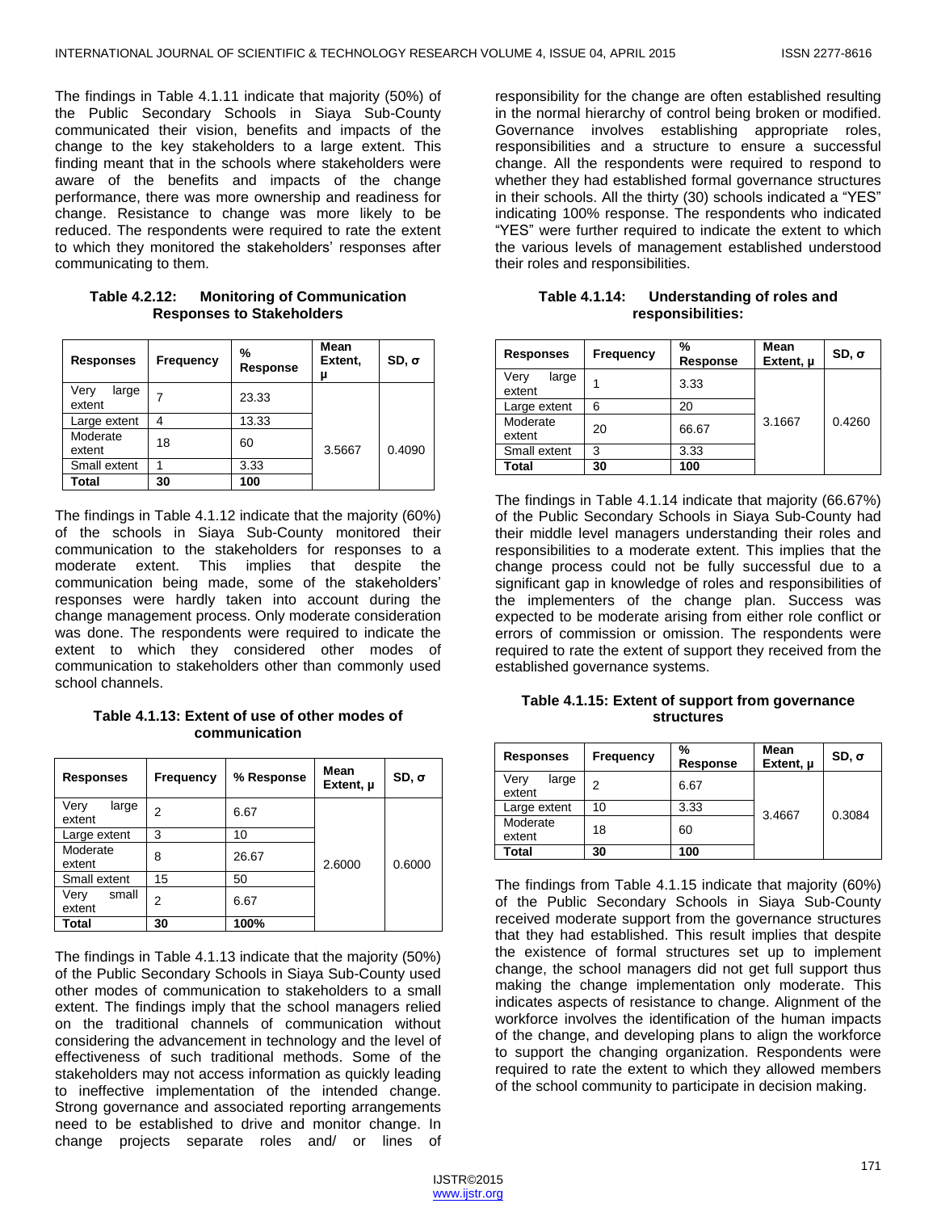The findings in Table 4.1.11 indicate that majority (50%) of the Public Secondary Schools in Siaya Sub-County communicated their vision, benefits and impacts of the change to the key stakeholders to a large extent. This finding meant that in the schools where stakeholders were aware of the benefits and impacts of the change performance, there was more ownership and readiness for change. Resistance to change was more likely to be reduced. The respondents were required to rate the extent to which they monitored the stakeholders' responses after communicating to them.

**Table 4.2.12: Monitoring of Communication Responses to Stakeholders**

| Responses | Frequency | % Response | Mean Extent, μ | SD, σ |
|---|---|---|---|---|
| Very large extent | 7 | 23.33 | 3.5667 | 0.4090 |
| Large extent | 4 | 13.33 | | |
| Moderate extent | 18 | 60 | | |
| Small extent | 1 | 3.33 | | |
| **Total** | **30** | **100** | | |

The findings in Table 4.1.12 indicate that the majority (60%) of the schools in Siaya Sub-County monitored their communication to the stakeholders for responses to a moderate extent. This implies that despite the communication being made, some of the stakeholders' responses were hardly taken into account during the change management process. Only moderate consideration was done. The respondents were required to indicate the extent to which they considered other modes of communication to stakeholders other than commonly used school channels.

**Table 4.1.13: Extent of use of other modes of communication**

| Responses | Frequency | % Response | Mean Extent, μ | SD, σ |
|---|---|---|---|---|
| Very large extent | 2 | 6.67 | 2.6000 | 0.6000 |
| Large extent | 3 | 10 | | |
| Moderate extent | 8 | 26.67 | | |
| Small extent | 15 | 50 | | |
| Very small extent | 2 | 6.67 | | |
| **Total** | **30** | **100%** | | |

The findings in Table 4.1.13 indicate that the majority (50%) of the Public Secondary Schools in Siaya Sub-County used other modes of communication to stakeholders to a small extent. The findings imply that the school managers relied on the traditional channels of communication without considering the advancement in technology and the level of effectiveness of such traditional methods. Some of the stakeholders may not access information as quickly leading to ineffective implementation of the intended change. Strong governance and associated reporting arrangements need to be established to drive and monitor change. In change projects separate roles and/ or lines of responsibility for the change are often established resulting in the normal hierarchy of control being broken or modified. Governance involves establishing appropriate roles, responsibilities and a structure to ensure a successful change. All the respondents were required to respond to whether they had established formal governance structures in their schools. All the thirty (30) schools indicated a "YES" indicating 100% response. The respondents who indicated "YES" were further required to indicate the extent to which the various levels of management established understood their roles and responsibilities.

**Table 4.1.14: Understanding of roles and responsibilities:**

| Responses | Frequency | % Response | Mean Extent, μ | SD, σ |
|---|---|---|---|---|
| Very large extent | 1 | 3.33 | 3.1667 | 0.4260 |
| Large extent | 6 | 20 | | |
| Moderate extent | 20 | 66.67 | | |
| Small extent | 3 | 3.33 | | |
| **Total** | **30** | **100** | | |

The findings in Table 4.1.14 indicate that majority (66.67%) of the Public Secondary Schools in Siaya Sub-County had their middle level managers understanding their roles and responsibilities to a moderate extent. This implies that the change process could not be fully successful due to a significant gap in knowledge of roles and responsibilities of the implementers of the change plan. Success was expected to be moderate arising from either role conflict or errors of commission or omission. The respondents were required to rate the extent of support they received from the established governance systems.

**Table 4.1.15: Extent of support from governance structures**

| Responses | Frequency | % Response | Mean Extent, μ | SD, σ |
|---|---|---|---|---|
| Very large extent | 2 | 6.67 | 3.4667 | 0.3084 |
| Large extent | 10 | 3.33 | | |
| Moderate extent | 18 | 60 | | |
| **Total** | **30** | **100** | | |

The findings from Table 4.1.15 indicate that majority (60%) of the Public Secondary Schools in Siaya Sub-County received moderate support from the governance structures that they had established. This result implies that despite the existence of formal structures set up to implement change, the school managers did not get full support thus making the change implementation only moderate. This indicates aspects of resistance to change. Alignment of the workforce involves the identification of the human impacts of the change, and developing plans to align the workforce to support the changing organization. Respondents were required to rate the extent to which they allowed members of the school community to participate in decision making.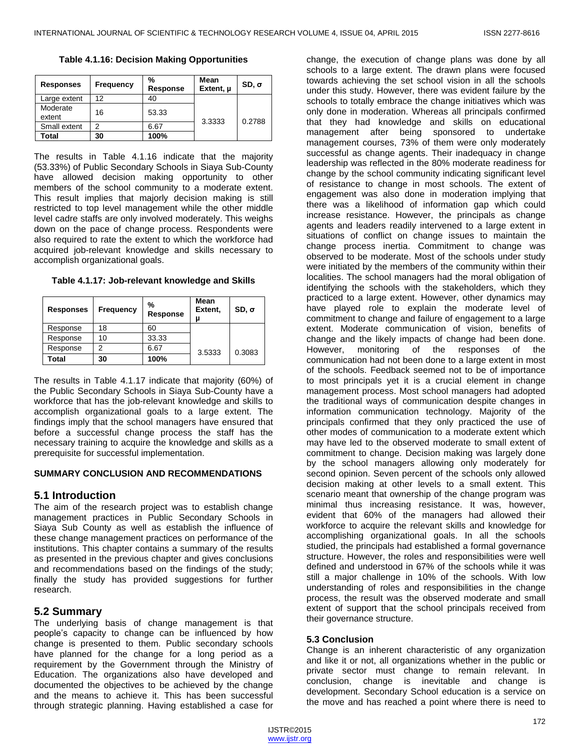**Table 4.1.16: Decision Making Opportunities**

| Responses | Frequency | % Response | Mean Extent, μ | SD, σ |
|---|---|---|---|---|
| Large extent | 12 | 40 | 3.3333 | 0.2788 |
| Moderate extent | 16 | 53.33 | | |
| Small extent | 2 | 6.67 | | |
| **Total** | **30** | **100%** | | |

The results in Table 4.1.16 indicate that the majority (53.33%) of Public Secondary Schools in Siaya Sub-County have allowed decision making opportunity to other members of the school community to a moderate extent. This result implies that majorly decision making is still restricted to top level management while the other middle level cadre staffs are only involved moderately. This weighs down on the pace of change process. Respondents were also required to rate the extent to which the workforce had acquired job-relevant knowledge and skills necessary to accomplish organizational goals.

**Table 4.1.17: Job-relevant knowledge and Skills**

| Responses | Frequency | % Response | Mean Extent, μ | SD, σ |
|---|---|---|---|---|
| Response | 18 | 60 | 3.5333 | 0.3083 |
| Response | 10 | 33.33 | | |
| Response | 2 | 6.67 | | |
| **Total** | **30** | **100%** | | |

The results in Table 4.1.17 indicate that majority (60%) of the Public Secondary Schools in Siaya Sub-County have a workforce that has the job-relevant knowledge and skills to accomplish organizational goals to a large extent. The findings imply that the school managers have ensured that before a successful change process the staff has the necessary training to acquire the knowledge and skills as a prerequisite for successful implementation.

**SUMMARY CONCLUSION AND RECOMMENDATIONS**

## 5.1 Introduction

The aim of the research project was to establish change management practices in Public Secondary Schools in Siaya Sub County as well as establish the influence of these change management practices on performance of the institutions. This chapter contains a summary of the results as presented in the previous chapter and gives conclusions and recommendations based on the findings of the study; finally the study has provided suggestions for further research.

## 5.2 Summary

The underlying basis of change management is that people's capacity to change can be influenced by how change is presented to them. Public secondary schools have planned for the change for a long period as a requirement by the Government through the Ministry of Education. The organizations also have developed and documented the objectives to be achieved by the change and the means to achieve it. This has been successful through strategic planning. Having established a case for change, the execution of change plans was done by all schools to a large extent. The drawn plans were focused towards achieving the set school vision in all the schools under this study. However, there was evident failure by the schools to totally embrace the change initiatives which was only done in moderation. Whereas all principals confirmed that they had knowledge and skills on educational management after being sponsored to undertake management courses, 73% of them were only moderately successful as change agents. Their inadequacy in change leadership was reflected in the 80% moderate readiness for change by the school community indicating significant level of resistance to change in most schools. The extent of engagement was also done in moderation implying that there was a likelihood of information gap which could increase resistance. However, the principals as change agents and leaders readily intervened to a large extent in situations of conflict on change issues to maintain the change process inertia. Commitment to change was observed to be moderate. Most of the schools under study were initiated by the members of the community within their localities. The school managers had the moral obligation of identifying the schools with the stakeholders, which they practiced to a large extent. However, other dynamics may have played role to explain the moderate level of commitment to change and failure of engagement to a large extent. Moderate communication of vision, benefits of change and the likely impacts of change had been done. However, monitoring of the responses of the communication had not been done to a large extent in most of the schools. Feedback seemed not to be of importance to most principals yet it is a crucial element in change management process. Most school managers had adopted the traditional ways of communication despite changes in information communication technology. Majority of the principals confirmed that they only practiced the use of other modes of communication to a moderate extent which may have led to the observed moderate to small extent of commitment to change. Decision making was largely done by the school managers allowing only moderately for second opinion. Seven percent of the schools only allowed decision making at other levels to a small extent. This scenario meant that ownership of the change program was minimal thus increasing resistance. It was, however, evident that 60% of the managers had allowed their workforce to acquire the relevant skills and knowledge for accomplishing organizational goals. In all the schools studied, the principals had established a formal governance structure. However, the roles and responsibilities were well defined and understood in 67% of the schools while it was still a major challenge in 10% of the schools. With low understanding of roles and responsibilities in the change process, the result was the observed moderate and small extent of support that the school principals received from their governance structure.

### 5.3 Conclusion

Change is an inherent characteristic of any organization and like it or not, all organizations whether in the public or private sector must change to remain relevant. In conclusion, change is inevitable and change is development. Secondary School education is a service on the move and has reached a point where there is need to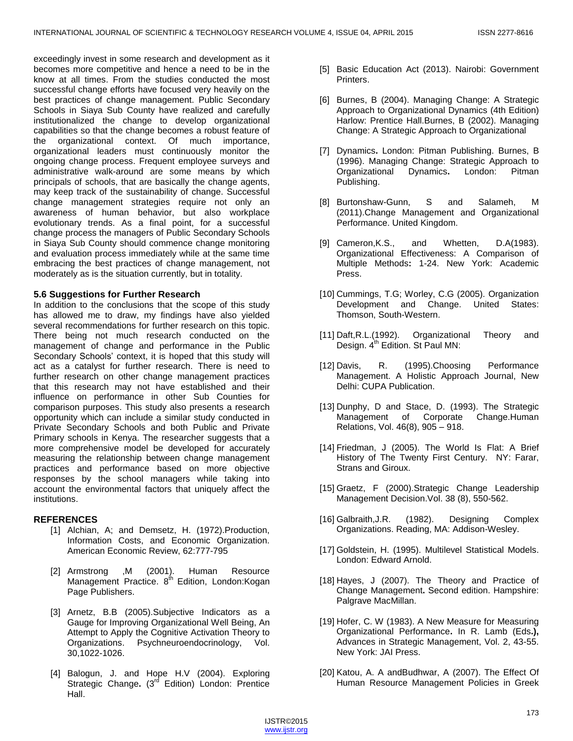exceedingly invest in some research and development as it becomes more competitive and hence a need to be in the know at all times. From the studies conducted the most successful change efforts have focused very heavily on the best practices of change management. Public Secondary Schools in Siaya Sub County have realized and carefully institutionalized the change to develop organizational capabilities so that the change becomes a robust feature of the organizational context. Of much importance, organizational leaders must continuously monitor the ongoing change process. Frequent employee surveys and administrative walk-around are some means by which principals of schools, that are basically the change agents, may keep track of the sustainability of change. Successful change management strategies require not only an awareness of human behavior, but also workplace evolutionary trends. As a final point, for a successful change process the managers of Public Secondary Schools in Siaya Sub County should commence change monitoring and evaluation process immediately while at the same time embracing the best practices of change management, not moderately as is the situation currently, but in totality.

### 5.6 Suggestions for Further Research

In addition to the conclusions that the scope of this study has allowed me to draw, my findings have also yielded several recommendations for further research on this topic. There being not much research conducted on the management of change and performance in the Public Secondary Schools' context, it is hoped that this study will act as a catalyst for further research. There is need to further research on other change management practices that this research may not have established and their influence on performance in other Sub Counties for comparison purposes. This study also presents a research opportunity which can include a similar study conducted in Private Secondary Schools and both Public and Private Primary schools in Kenya. The researcher suggests that a more comprehensive model be developed for accurately measuring the relationship between change management practices and performance based on more objective responses by the school managers while taking into account the environmental factors that uniquely affect the institutions.

## REFERENCES

[1] Alchian, A; and Demsetz, H. (1972).Production, Information Costs, and Economic Organization. American Economic Review, 62:777-795

[2] Armstrong ,M (2001). Human Resource Management Practice. 8th Edition, London:Kogan Page Publishers.

[3] Arnetz, B.B (2005).Subjective Indicators as a Gauge for Improving Organizational Well Being, An Attempt to Apply the Cognitive Activation Theory to Organizations. Psychneuroendocrinology, Vol. 30,1022-1026.

[4] Balogun, J. and Hope H.V (2004). Exploring Strategic Change**.** (3rd Edition) London: Prentice Hall.

[5] Basic Education Act (2013). Nairobi: Government Printers.

[6] Burnes, B (2004). Managing Change: A Strategic Approach to Organizational Dynamics (4th Edition) Harlow: Prentice Hall.Burnes, B (2002). Managing Change: A Strategic Approach to Organizational

[7] Dynamics**.** London: Pitman Publishing. Burnes, B (1996). Managing Change: Strategic Approach to Organizational Dynamics**.** London: Pitman Publishing.

[8] Burtonshaw-Gunn, S and Salameh, M (2011).Change Management and Organizational Performance. United Kingdom.

[9] Cameron,K.S., and Whetten, D.A(1983). Organizational Effectiveness: A Comparison of Multiple Methods**:** 1-24. New York: Academic Press.

[10] Cummings, T.G; Worley, C.G (2005). Organization Development and Change. United States: Thomson, South-Western.

[11] Daft,R.L.(1992). Organizational Theory and Design. 4th Edition. St Paul MN:

[12] Davis, R. (1995).Choosing Performance Management. A Holistic Approach Journal, New Delhi: CUPA Publication.

[13] Dunphy, D and Stace, D. (1993). The Strategic Management of Corporate Change.Human Relations, Vol. 46(8), 905 – 918.

[14] Friedman, J (2005). The World Is Flat: A Brief History of The Twenty First Century. NY: Farar, Strans and Giroux.

[15] Graetz, F (2000).Strategic Change Leadership Management Decision.Vol. 38 (8), 550-562.

[16] Galbraith,J.R. (1982). Designing Complex Organizations. Reading, MA: Addison-Wesley.

[17] Goldstein, H. (1995). Multilevel Statistical Models. London: Edward Arnold.

[18] Hayes, J (2007). The Theory and Practice of Change Management**.** Second edition. Hampshire: Palgrave MacMillan.

[19] Hofer, C. W (1983). A New Measure for Measuring Organizational Performance**.** In R. Lamb (Eds**.),** Advances in Strategic Management, Vol. 2, 43-55. New York: JAI Press.

[20] Katou, A. A andBudhwar, A (2007). The Effect Of Human Resource Management Policies in Greek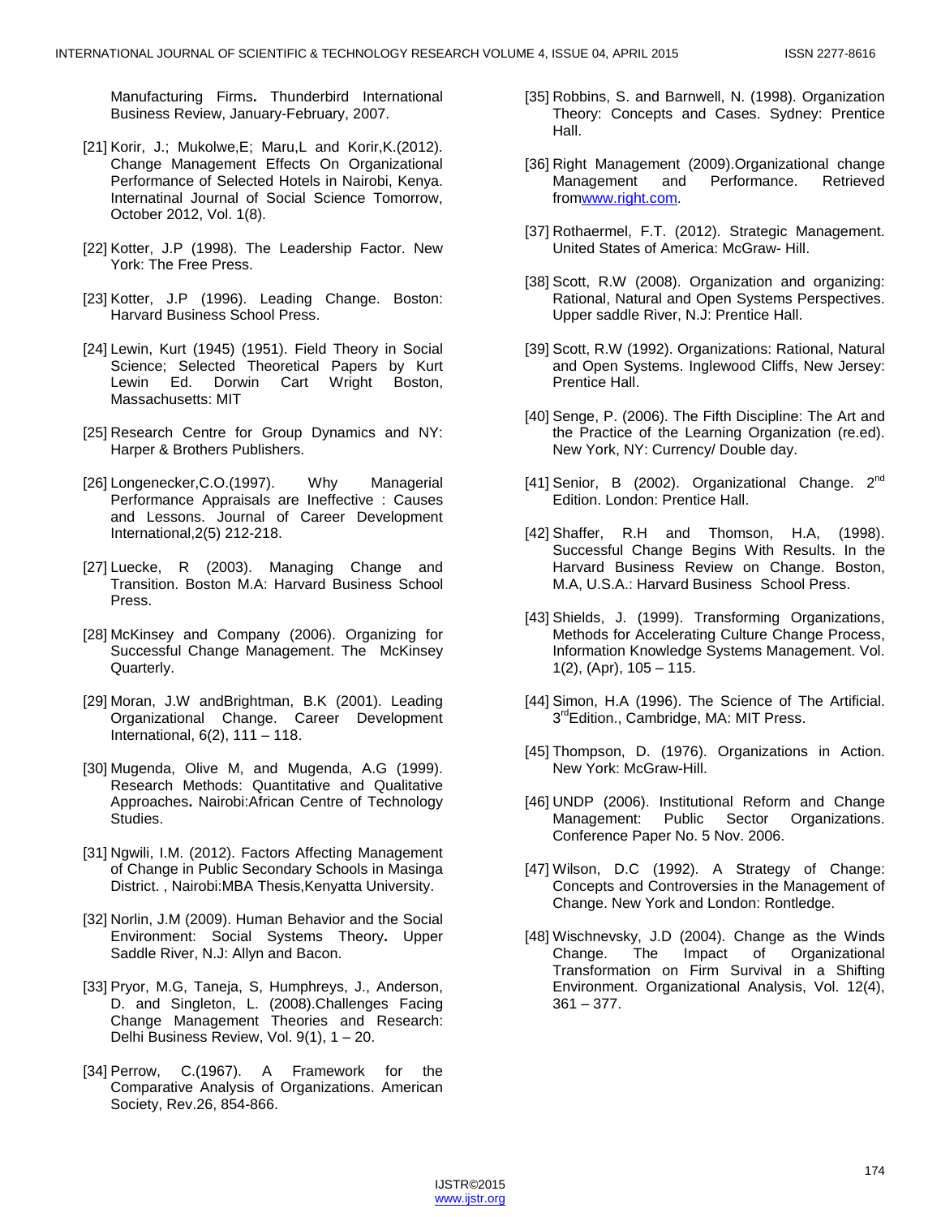Manufacturing Firms**.** Thunderbird International Business Review, January-February, 2007.

[21] Korir, J.; Mukolwe,E; Maru,L and Korir,K.(2012). Change Management Effects On Organizational Performance of Selected Hotels in Nairobi, Kenya. Internatinal Journal of Social Science Tomorrow, October 2012, Vol. 1(8).

[22] Kotter, J.P (1998). The Leadership Factor. New York: The Free Press.

[23] Kotter, J.P (1996). Leading Change. Boston: Harvard Business School Press.

[24] Lewin, Kurt (1945) (1951). Field Theory in Social Science; Selected Theoretical Papers by Kurt Lewin Ed. Dorwin Cart Wright Boston, Massachusetts: MIT

[25] Research Centre for Group Dynamics and NY: Harper & Brothers Publishers.

[26] Longenecker,C.O.(1997). Why Managerial Performance Appraisals are Ineffective : Causes and Lessons. Journal of Career Development International,2(5) 212-218.

[27] Luecke, R (2003). Managing Change and Transition. Boston M.A: Harvard Business School Press.

[28] McKinsey and Company (2006). Organizing for Successful Change Management. The McKinsey Quarterly.

[29] Moran, J.W andBrightman, B.K (2001). Leading Organizational Change. Career Development International, 6(2), 111 – 118.

[30] Mugenda, Olive M, and Mugenda, A.G (1999). Research Methods: Quantitative and Qualitative Approaches**.** Nairobi:African Centre of Technology Studies.

[31] Ngwili, I.M. (2012). Factors Affecting Management of Change in Public Secondary Schools in Masinga District. , Nairobi:MBA Thesis,Kenyatta University.

[32] Norlin, J.M (2009). Human Behavior and the Social Environment: Social Systems Theory**.** Upper Saddle River, N.J: Allyn and Bacon.

[33] Pryor, M.G, Taneja, S, Humphreys, J., Anderson, D. and Singleton, L. (2008).Challenges Facing Change Management Theories and Research: Delhi Business Review, Vol. 9(1), 1 – 20.

[34] Perrow, C.(1967). A Framework for the Comparative Analysis of Organizations. American Society, Rev.26, 854-866.

[35] Robbins, S. and Barnwell, N. (1998). Organization Theory: Concepts and Cases. Sydney: Prentice Hall.

[36] Right Management (2009).Organizational change Management and Performance. Retrieved fromwww.right.com.

[37] Rothaermel, F.T. (2012). Strategic Management. United States of America: McGraw- Hill.

[38] Scott, R.W (2008). Organization and organizing: Rational, Natural and Open Systems Perspectives. Upper saddle River, N.J: Prentice Hall.

[39] Scott, R.W (1992). Organizations: Rational, Natural and Open Systems. Inglewood Cliffs, New Jersey: Prentice Hall.

[40] Senge, P. (2006). The Fifth Discipline: The Art and the Practice of the Learning Organization (re.ed). New York, NY: Currency/ Double day.

[41] Senior, B (2002). Organizational Change. 2nd Edition. London: Prentice Hall.

[42] Shaffer, R.H and Thomson, H.A, (1998). Successful Change Begins With Results. In the Harvard Business Review on Change. Boston, M.A, U.S.A.: Harvard Business School Press.

[43] Shields, J. (1999). Transforming Organizations, Methods for Accelerating Culture Change Process, Information Knowledge Systems Management. Vol. 1(2), (Apr), 105 – 115.

[44] Simon, H.A (1996). The Science of The Artificial. 3rdEdition., Cambridge, MA: MIT Press.

[45] Thompson, D. (1976). Organizations in Action. New York: McGraw-Hill.

[46] UNDP (2006). Institutional Reform and Change Management: Public Sector Organizations. Conference Paper No. 5 Nov. 2006.

[47] Wilson, D.C (1992). A Strategy of Change: Concepts and Controversies in the Management of Change. New York and London: Rontledge.

[48] Wischnevsky, J.D (2004). Change as the Winds Change. The Impact of Organizational Transformation on Firm Survival in a Shifting Environment. Organizational Analysis, Vol. 12(4), 361 – 377.